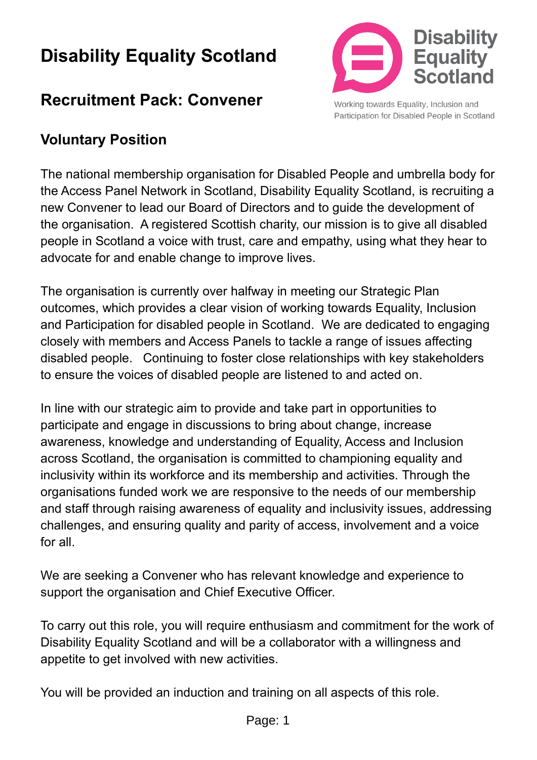# Disability Equality Scotland

## Recruitment Pack: Convener

Working towards Equality, Inclusion and Participation for Disabled People in Scotland

### Voluntary Position

The national membership organisation for Disabled People and umbrella body for the Access Panel Network in Scotland, Disability Equality Scotland, is recruiting a new Convener to lead our Board of Directors and to guide the development of the organisation. A registered Scottish charity, our mission is to give all disabled people in Scotland a voice with trust, care and empathy, using what they hear to advocate for and enable change to improve lives.

The organisation is currently over halfway in meeting our Strategic Plan outcomes, which provides a clear vision of working towards Equality, Inclusion and Participation for disabled people in Scotland. We are dedicated to engaging closely with members and Access Panels to tackle a range of issues affecting disabled people. Continuing to foster close relationships with key stakeholders to ensure the voices of disabled people are listened to and acted on.

In line with our strategic aim to provide and take part in opportunities to participate and engage in discussions to bring about change, increase awareness, knowledge and understanding of Equality, Access and Inclusion across Scotland, the organisation is committed to championing equality and inclusivity within its workforce and its membership and activities. Through the organisations funded work we are responsive to the needs of our membership and staff through raising awareness of equality and inclusivity issues, addressing challenges, and ensuring quality and parity of access, involvement and a voice for all.

We are seeking a Convener who has relevant knowledge and experience to support the organisation and Chief Executive Officer.

To carry out this role, you will require enthusiasm and commitment for the work of Disability Equality Scotland and will be a collaborator with a willingness and appetite to get involved with new activities.

You will be provided an induction and training on all aspects of this role.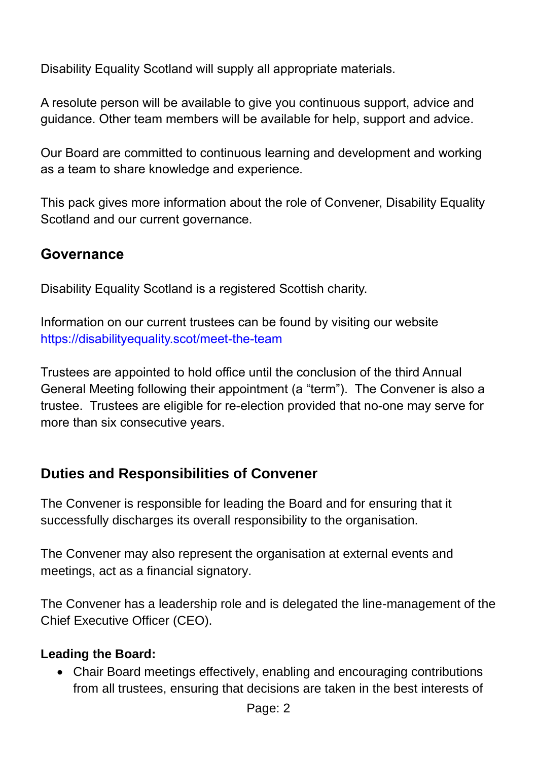Disability Equality Scotland will supply all appropriate materials.

A resolute person will be available to give you continuous support, advice and guidance. Other team members will be available for help, support and advice.

Our Board are committed to continuous learning and development and working as a team to share knowledge and experience.

This pack gives more information about the role of Convener, Disability Equality Scotland and our current governance.

## Governance

Disability Equality Scotland is a registered Scottish charity.

Information on our current trustees can be found by visiting our website https://disabilityequality.scot/meet-the-team

Trustees are appointed to hold office until the conclusion of the third Annual General Meeting following their appointment (a "term"). The Convener is also a trustee. Trustees are eligible for re-election provided that no-one may serve for more than six consecutive years.

## Duties and Responsibilities of Convener

The Convener is responsible for leading the Board and for ensuring that it successfully discharges its overall responsibility to the organisation.

The Convener may also represent the organisation at external events and meetings, act as a financial signatory.

The Convener has a leadership role and is delegated the line-management of the Chief Executive Officer (CEO).

**Leading the Board:**

- Chair Board meetings effectively, enabling and encouraging contributions from all trustees, ensuring that decisions are taken in the best interests of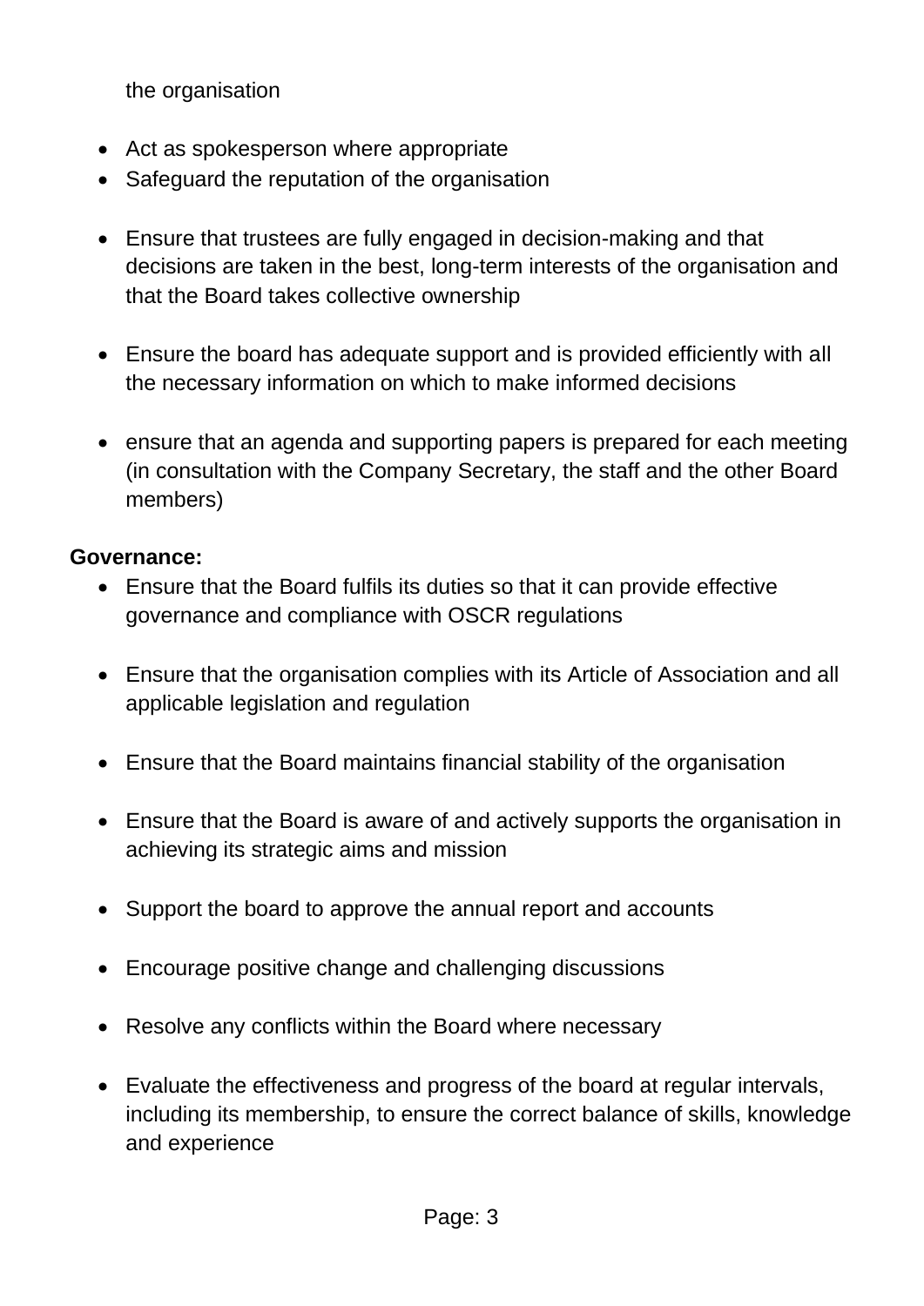the organisation

- Act as spokesperson where appropriate
- Safeguard the reputation of the organisation
- Ensure that trustees are fully engaged in decision-making and that decisions are taken in the best, long-term interests of the organisation and that the Board takes collective ownership
- Ensure the board has adequate support and is provided efficiently with all the necessary information on which to make informed decisions
- ensure that an agenda and supporting papers is prepared for each meeting (in consultation with the Company Secretary, the staff and the other Board members)

**Governance:**

- Ensure that the Board fulfils its duties so that it can provide effective governance and compliance with OSCR regulations
- Ensure that the organisation complies with its Article of Association and all applicable legislation and regulation
- Ensure that the Board maintains financial stability of the organisation
- Ensure that the Board is aware of and actively supports the organisation in achieving its strategic aims and mission
- Support the board to approve the annual report and accounts
- Encourage positive change and challenging discussions
- Resolve any conflicts within the Board where necessary
- Evaluate the effectiveness and progress of the board at regular intervals, including its membership, to ensure the correct balance of skills, knowledge and experience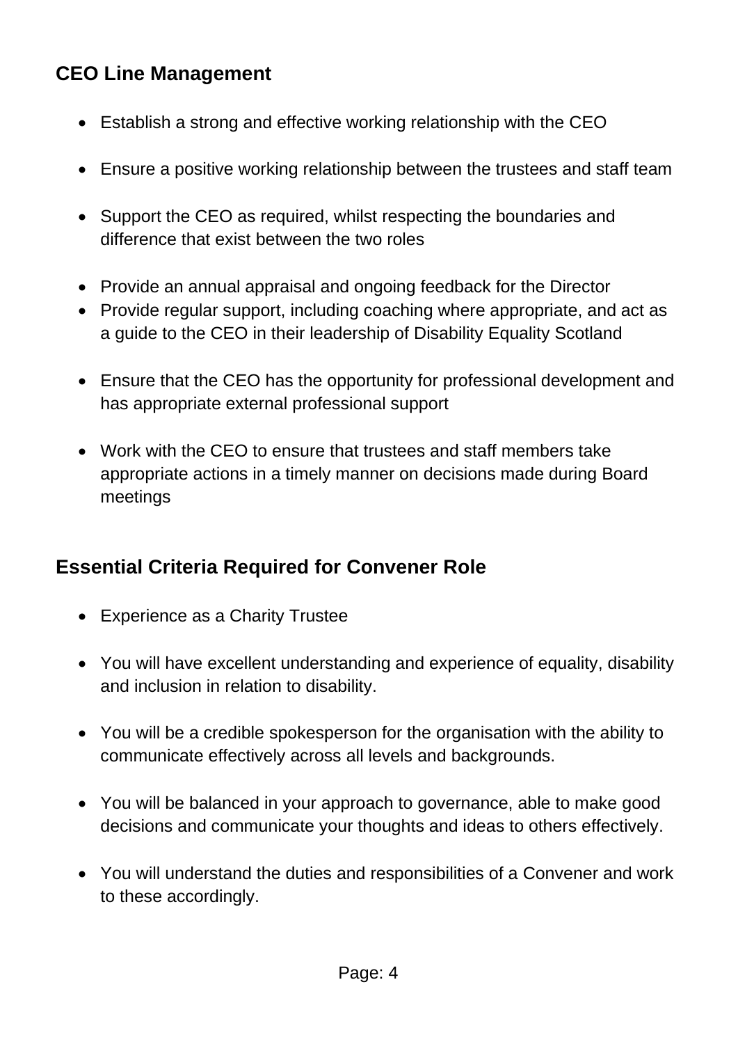## CEO Line Management

- Establish a strong and effective working relationship with the CEO
- Ensure a positive working relationship between the trustees and staff team
- Support the CEO as required, whilst respecting the boundaries and difference that exist between the two roles
- Provide an annual appraisal and ongoing feedback for the Director
- Provide regular support, including coaching where appropriate, and act as a guide to the CEO in their leadership of Disability Equality Scotland
- Ensure that the CEO has the opportunity for professional development and has appropriate external professional support
- Work with the CEO to ensure that trustees and staff members take appropriate actions in a timely manner on decisions made during Board meetings

## Essential Criteria Required for Convener Role

- Experience as a Charity Trustee
- You will have excellent understanding and experience of equality, disability and inclusion in relation to disability.
- You will be a credible spokesperson for the organisation with the ability to communicate effectively across all levels and backgrounds.
- You will be balanced in your approach to governance, able to make good decisions and communicate your thoughts and ideas to others effectively.
- You will understand the duties and responsibilities of a Convener and work to these accordingly.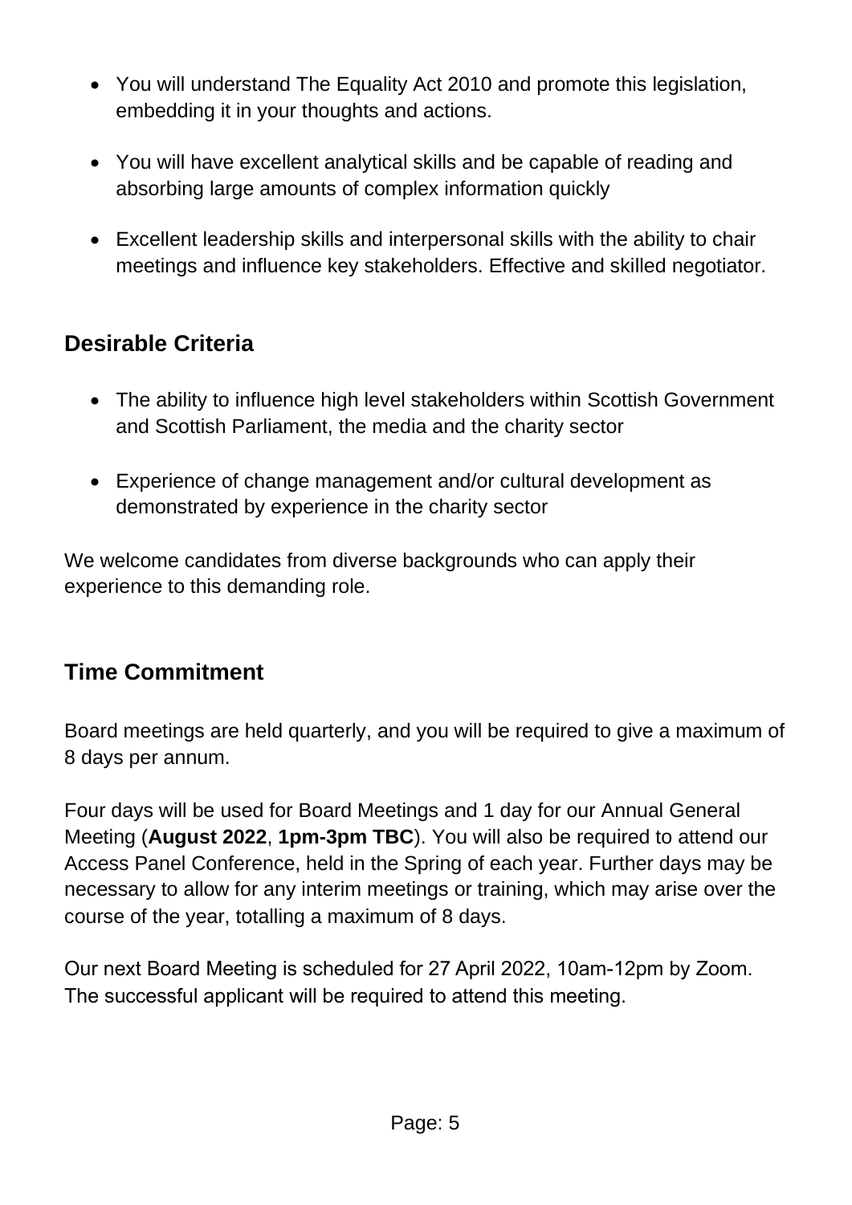- You will understand The Equality Act 2010 and promote this legislation, embedding it in your thoughts and actions.
- You will have excellent analytical skills and be capable of reading and absorbing large amounts of complex information quickly
- Excellent leadership skills and interpersonal skills with the ability to chair meetings and influence key stakeholders. Effective and skilled negotiator.

## Desirable Criteria

- The ability to influence high level stakeholders within Scottish Government and Scottish Parliament, the media and the charity sector
- Experience of change management and/or cultural development as demonstrated by experience in the charity sector

We welcome candidates from diverse backgrounds who can apply their experience to this demanding role.

## Time Commitment

Board meetings are held quarterly, and you will be required to give a maximum of 8 days per annum.

Four days will be used for Board Meetings and 1 day for our Annual General Meeting (**August 2022**, **1pm-3pm TBC**). You will also be required to attend our Access Panel Conference, held in the Spring of each year. Further days may be necessary to allow for any interim meetings or training, which may arise over the course of the year, totalling a maximum of 8 days.

Our next Board Meeting is scheduled for 27 April 2022, 10am-12pm by Zoom. The successful applicant will be required to attend this meeting.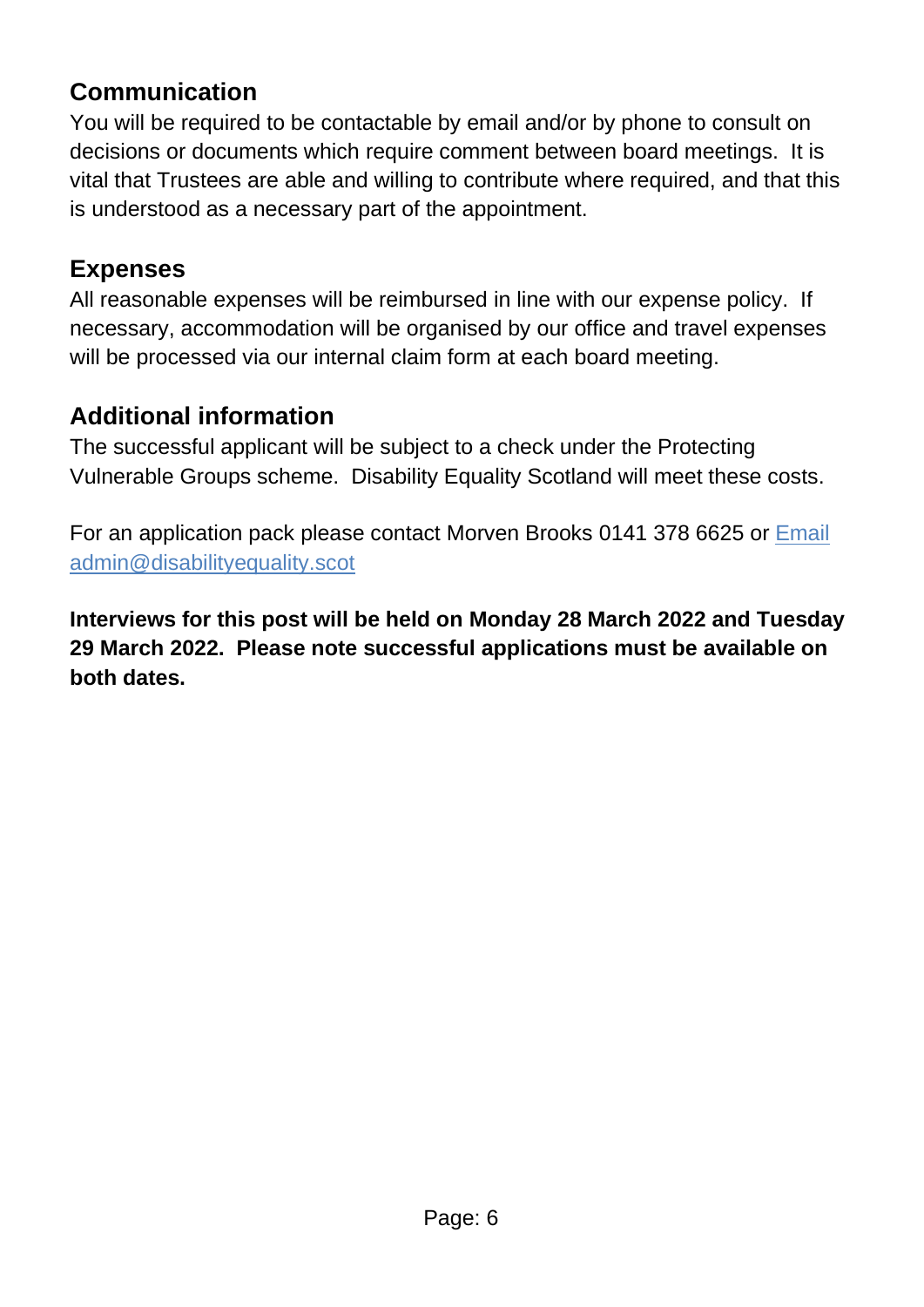## Communication

You will be required to be contactable by email and/or by phone to consult on decisions or documents which require comment between board meetings. It is vital that Trustees are able and willing to contribute where required, and that this is understood as a necessary part of the appointment.

## Expenses

All reasonable expenses will be reimbursed in line with our expense policy. If necessary, accommodation will be organised by our office and travel expenses will be processed via our internal claim form at each board meeting.

## Additional information

The successful applicant will be subject to a check under the Protecting Vulnerable Groups scheme. Disability Equality Scotland will meet these costs.

For an application pack please contact Morven Brooks 0141 378 6625 or [Email admin@disabilityequality.scot](mailto:admin@disabilityequality.scot)

**Interviews for this post will be held on Monday 28 March 2022 and Tuesday 29 March 2022. Please note successful applications must be available on both dates.**